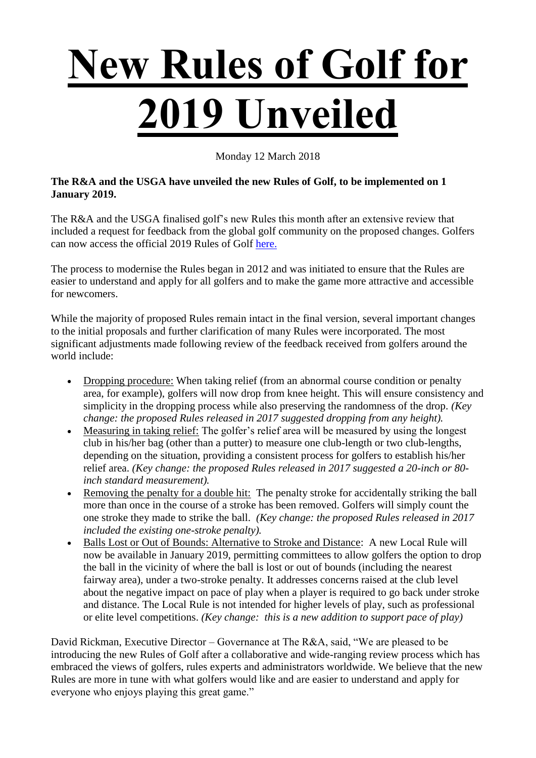# New Rules of Golf for 2019 Unveiled

Monday 12 March 2018

**The R&A and the USGA have unveiled the new Rules of Golf, to be implemented on 1 January 2019.**

The R&A and the USGA finalised golf's new Rules this month after an extensive review that included a request for feedback from the global golf community on the proposed changes. Golfers can now access the official 2019 Rules of Golf [here.]

The process to modernise the Rules began in 2012 and was initiated to ensure that the Rules are easier to understand and apply for all golfers and to make the game more attractive and accessible for newcomers.

While the majority of proposed Rules remain intact in the final version, several important changes to the initial proposals and further clarification of many Rules were incorporated. The most significant adjustments made following review of the feedback received from golfers around the world include:

- Dropping procedure: When taking relief (from an abnormal course condition or penalty area, for example), golfers will now drop from knee height. This will ensure consistency and simplicity in the dropping process while also preserving the randomness of the drop. *(Key change: the proposed Rules released in 2017 suggested dropping from any height).*
- Measuring in taking relief: The golfer's relief area will be measured by using the longest club in his/her bag (other than a putter) to measure one club-length or two club-lengths, depending on the situation, providing a consistent process for golfers to establish his/her relief area. *(Key change: the proposed Rules released in 2017 suggested a 20-inch or 80-inch standard measurement).*
- Removing the penalty for a double hit: The penalty stroke for accidentally striking the ball more than once in the course of a stroke has been removed. Golfers will simply count the one stroke they made to strike the ball. *(Key change: the proposed Rules released in 2017 included the existing one-stroke penalty).*
- Balls Lost or Out of Bounds: Alternative to Stroke and Distance: A new Local Rule will now be available in January 2019, permitting committees to allow golfers the option to drop the ball in the vicinity of where the ball is lost or out of bounds (including the nearest fairway area), under a two-stroke penalty. It addresses concerns raised at the club level about the negative impact on pace of play when a player is required to go back under stroke and distance. The Local Rule is not intended for higher levels of play, such as professional or elite level competitions. *(Key change: this is a new addition to support pace of play)*

David Rickman, Executive Director – Governance at The R&A, said, "We are pleased to be introducing the new Rules of Golf after a collaborative and wide-ranging review process which has embraced the views of golfers, rules experts and administrators worldwide. We believe that the new Rules are more in tune with what golfers would like and are easier to understand and apply for everyone who enjoys playing this great game."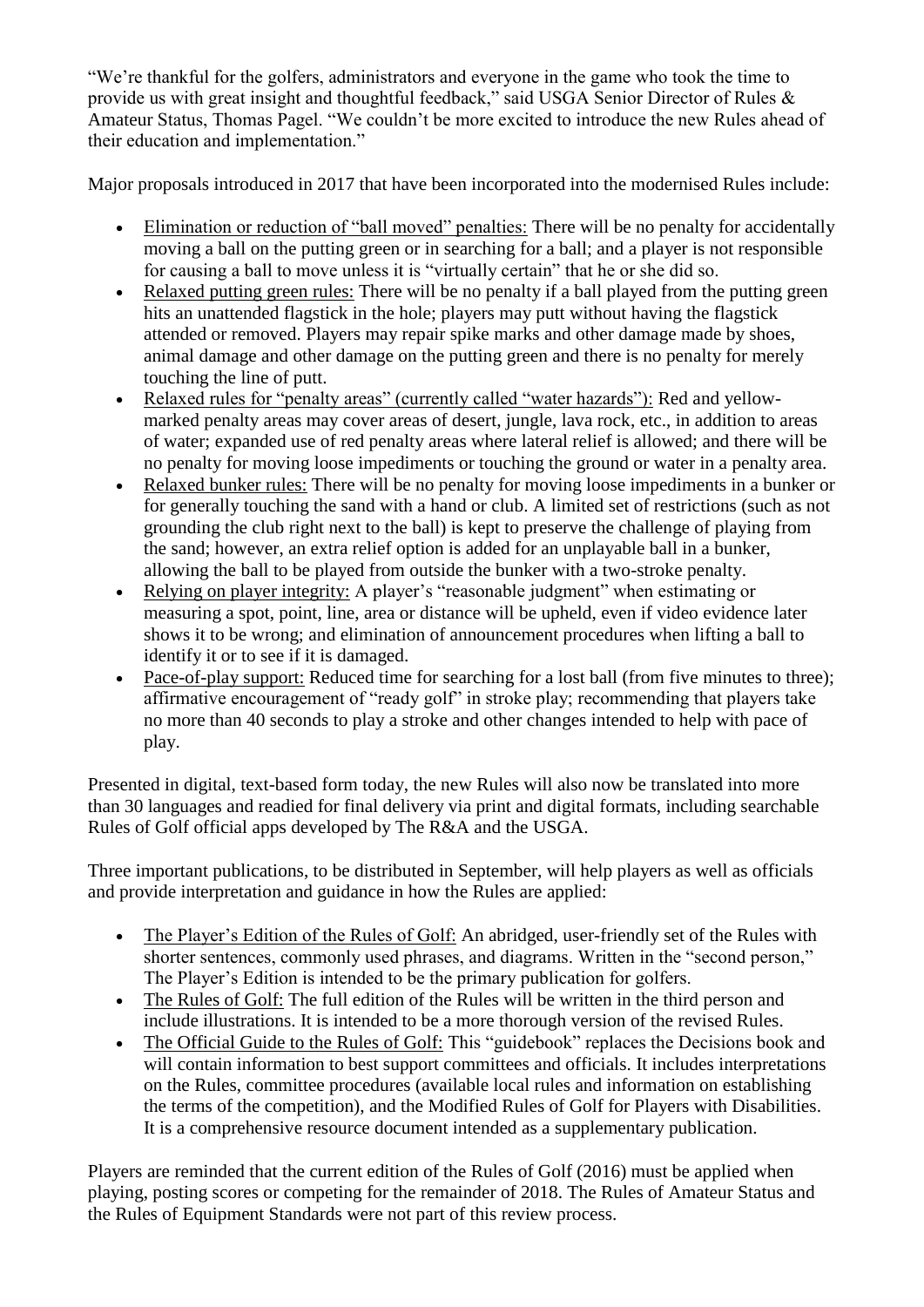"We're thankful for the golfers, administrators and everyone in the game who took the time to provide us with great insight and thoughtful feedback," said USGA Senior Director of Rules & Amateur Status, Thomas Pagel. "We couldn't be more excited to introduce the new Rules ahead of their education and implementation."

Major proposals introduced in 2017 that have been incorporated into the modernised Rules include:

- Elimination or reduction of "ball moved" penalties: There will be no penalty for accidentally moving a ball on the putting green or in searching for a ball; and a player is not responsible for causing a ball to move unless it is "virtually certain" that he or she did so.
- Relaxed putting green rules: There will be no penalty if a ball played from the putting green hits an unattended flagstick in the hole; players may putt without having the flagstick attended or removed. Players may repair spike marks and other damage made by shoes, animal damage and other damage on the putting green and there is no penalty for merely touching the line of putt.
- Relaxed rules for "penalty areas" (currently called "water hazards"): Red and yellow-marked penalty areas may cover areas of desert, jungle, lava rock, etc., in addition to areas of water; expanded use of red penalty areas where lateral relief is allowed; and there will be no penalty for moving loose impediments or touching the ground or water in a penalty area.
- Relaxed bunker rules: There will be no penalty for moving loose impediments in a bunker or for generally touching the sand with a hand or club. A limited set of restrictions (such as not grounding the club right next to the ball) is kept to preserve the challenge of playing from the sand; however, an extra relief option is added for an unplayable ball in a bunker, allowing the ball to be played from outside the bunker with a two-stroke penalty.
- Relying on player integrity: A player's "reasonable judgment" when estimating or measuring a spot, point, line, area or distance will be upheld, even if video evidence later shows it to be wrong; and elimination of announcement procedures when lifting a ball to identify it or to see if it is damaged.
- Pace-of-play support: Reduced time for searching for a lost ball (from five minutes to three); affirmative encouragement of "ready golf" in stroke play; recommending that players take no more than 40 seconds to play a stroke and other changes intended to help with pace of play.

Presented in digital, text-based form today, the new Rules will also now be translated into more than 30 languages and readied for final delivery via print and digital formats, including searchable Rules of Golf official apps developed by The R&A and the USGA.

Three important publications, to be distributed in September, will help players as well as officials and provide interpretation and guidance in how the Rules are applied:

- The Player's Edition of the Rules of Golf: An abridged, user-friendly set of the Rules with shorter sentences, commonly used phrases, and diagrams. Written in the "second person," The Player's Edition is intended to be the primary publication for golfers.
- The Rules of Golf: The full edition of the Rules will be written in the third person and include illustrations. It is intended to be a more thorough version of the revised Rules.
- The Official Guide to the Rules of Golf: This "guidebook" replaces the Decisions book and will contain information to best support committees and officials. It includes interpretations on the Rules, committee procedures (available local rules and information on establishing the terms of the competition), and the Modified Rules of Golf for Players with Disabilities. It is a comprehensive resource document intended as a supplementary publication.

Players are reminded that the current edition of the Rules of Golf (2016) must be applied when playing, posting scores or competing for the remainder of 2018. The Rules of Amateur Status and the Rules of Equipment Standards were not part of this review process.